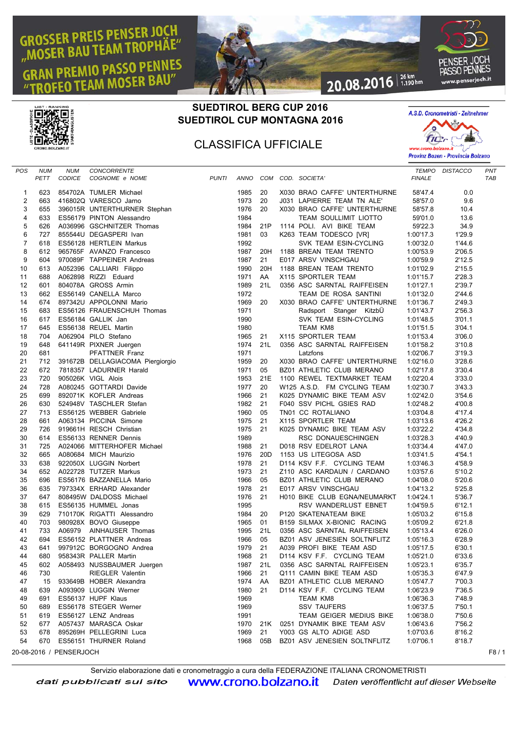GROSSER PREIS PENSER JOCH
„MOSER BAU TEAM TROPHÄE"
GRAN PREMIO PASSO PENNES
"TROFEO TEAM MOSER BAU"

20.08.2016 | 26 km | 1.190 hm

PENSER JOCH PASSO PENNES www.penserjoch.it

# SUEDTIROL BERG CUP 2016
# SUEDTIROL CUP MONTAGNA 2016

## CLASSIFICA UFFICIALE

A.S.D. Cronometristi - Zeitnehmer
www.crono.bolzano.it
Provinz Bozen - Provincia Bolzano

| POS | NUM PETT | NUM CODICE | CONCORRENTE COGNOME e NOME | PUNTI | ANNO | COM | COD. SOCIETA' | TEMPO FINALE | DISTACCO | PNT TAB |
|---|---|---|---|---|---|---|---|---|---|---|
| 1 | 623 | 854702A | TUMLER Michael | | 1985 | 20 | X030 BRAO CAFFE' UNTERTHURNE | 58'47.4 | 0.0 | |
| 2 | 663 | 416802Q | VARESCO Jarno | | 1973 | 20 | J031 LAPIERRE TEAM TN ALE' | 58'57.0 | 9.6 | |
| 3 | 655 | 396015R | UNTERTHURNER Stephan | | 1976 | 20 | X030 BRAO CAFFE' UNTERTHURNE | 58'57.8 | 10.4 | |
| 4 | 633 | ES56179 | PINTON Alessandro | | 1984 | | TEAM SOULLIMIT LIOTTO | 59'01.0 | 13.6 | |
| 5 | 626 | A036996 | GSCHNITZER Thomas | | 1984 | 21P | 1114 POLI. AVI BIKE TEAM | 59'22.3 | 34.9 | |
| 6 | 727 | 855544U | DEGASPERI Ivan | | 1981 | 03 | K263 TEAM TODESCO [VR] | 1:00'17.3 | 1'29.9 | |
| 7 | 618 | ES56128 | HERTLEIN Markus | | 1992 | | SVK TEAM ESIN-CYCLING | 1:00'32.0 | 1'44.6 | |
| 8 | 612 | 965765F | AVANZO Francesco | | 1987 | 20H | 1188 BREAN TEAM TRENTO | 1:00'53.9 | 2'06.5 | |
| 9 | 604 | 970089F | TAPPEINER Andreas | | 1987 | 21 | E017 ARSV VINSCHGAU | 1:00'59.9 | 2'12.5 | |
| 10 | 613 | A052396 | CALLIARI Filippo | | 1990 | 20H | 1188 BREAN TEAM TRENTO | 1:01'02.9 | 2'15.5 | |
| 11 | 688 | A062898 | RIZZI Eduard | | 1971 | AA | X115 SPORTLER TEAM | 1:01'15.7 | 2'28.3 | |
| 12 | 601 | 804078A | GROSS Armin | | 1989 | 21L | 0356 ASC SARNTAL RAIFFEISEN | 1:01'27.1 | 2'39.7 | |
| 13 | 662 | ES56149 | CANELLA Marco | | 1972 | | TEAM DE ROSA SANTINI | 1:01'32.0 | 2'44.6 | |
| 14 | 674 | 897342U | APPOLONNI Mario | | 1969 | 20 | X030 BRAO CAFFE' UNTERTHURNE | 1:01'36.7 | 2'49.3 | |
| 15 | 683 | ES56126 | FRAUENSCHUH Thomas | | 1971 | | Radsport Stanger KitzbÜ | 1:01'43.7 | 2'56.3 | |
| 16 | 617 | ES56184 | GALLIK Jan | | 1990 | | SVK TEAM ESIN-CYCLING | 1:01'48.5 | 3'01.1 | |
| 17 | 645 | ES56138 | REUEL Martin | | 1980 | | TEAM KM8 | 1:01'51.5 | 3'04.1 | |
| 18 | 704 | A062904 | PILO Stefano | | 1965 | 21 | X115 SPORTLER TEAM | 1:01'53.4 | 3'06.0 | |
| 19 | 648 | 641149R | PIXNER Juergen | | 1974 | 21L | 0356 ASC SARNTAL RAIFFEISEN | 1:01'58.2 | 3'10.8 | |
| 20 | 681 | | PFATTNER Franz | | 1971 | | Latzfons | 1:02'06.7 | 3'19.3 | |
| 21 | 712 | 391672B | DELLAGIACOMA Piergiorgio | | 1959 | 20 | X030 BRAO CAFFE' UNTERTHURNE | 1:02'16.0 | 3'28.6 | |
| 22 | 672 | 7818357 | LADURNER Harald | | 1971 | 05 | BZ01 ATHLETIC CLUB MERANO | 1:02'17.8 | 3'30.4 | |
| 23 | 720 | 905026K | VIGL Alois | | 1953 | 21E | 1100 REWEL TEXTMARKET TEAM | 1:02'20.4 | 3'33.0 | |
| 24 | 728 | A080245 | GOTTARDI Davide | | 1977 | 20 | W125 A.S.D. FM CYCLING TEAM | 1:02'30.7 | 3'43.3 | |
| 25 | 699 | 892071K | KOFLER Andreas | | 1966 | 21 | K025 DYNAMIC BIKE TEAM ASV | 1:02'42.0 | 3'54.6 | |
| 26 | 630 | 524948V | TASCHLER Stefan | | 1982 | 21 | F040 SSV PICHL GSIES RAD | 1:02'48.2 | 4'00.8 | |
| 27 | 713 | ES56125 | WEBBER Gabriele | | 1960 | 05 | TN01 CC ROTALIANO | 1:03'04.8 | 4'17.4 | |
| 28 | 661 | A063134 | PICCINA Simone | | 1975 | 21 | X115 SPORTLER TEAM | 1:03'13.6 | 4'26.2 | |
| 29 | 726 | 919661H | RESCH Christian | | 1975 | 21 | K025 DYNAMIC BIKE TEAM ASV | 1:03'22.2 | 4'34.8 | |
| 30 | 614 | ES56133 | RENNER Dennis | | 1989 | | RSC DONAUESCHINGEN | 1:03'28.3 | 4'40.9 | |
| 31 | 725 | A024066 | MITTERHOFER Michael | | 1988 | 21 | D018 RSV EDELROT LANA | 1:03'34.4 | 4'47.0 | |
| 32 | 665 | A080684 | MICH Maurizio | | 1976 | 20D | 1153 US LITEGOSA ASD | 1:03'41.5 | 4'54.1 | |
| 33 | 638 | 922050X | LUGGIN Norbert | | 1978 | 21 | D114 KSV F.F. CYCLING TEAM | 1:03'46.3 | 4'58.9 | |
| 34 | 652 | A022728 | TUTZER Markus | | 1973 | 21 | Z110 ASC KARDAUN / CARDANO | 1:03'57.6 | 5'10.2 | |
| 35 | 696 | ES56176 | BAZZANELLA Mario | | 1966 | 05 | BZ01 ATHLETIC CLUB MERANO | 1:04'08.0 | 5'20.6 | |
| 36 | 635 | 797334X | ERHARD Alexander | | 1978 | 21 | E017 ARSV VINSCHGAU | 1:04'13.2 | 5'25.8 | |
| 37 | 647 | 808495W | DALDOSS Michael | | 1976 | 21 | H010 BIKE CLUB EGNA/NEUMARKT | 1:04'24.1 | 5'36.7 | |
| 38 | 615 | ES56135 | HUMMEL Jonas | | 1995 | | RSV WANDERLUST EBNET | 1:04'59.5 | 6'12.1 | |
| 39 | 629 | 710170K | RIGATTI Alessandro | | 1984 | 20 | P120 SKATENATEAM BIKE | 1:05'03.2 | 6'15.8 | |
| 40 | 703 | 980928X | BOVO Giuseppe | | 1965 | 01 | B159 SILMAX X-BIONIC RACING | 1:05'09.2 | 6'21.8 | |
| 41 | 733 | A06979 | AINHAUSER Thomas | | 1995 | 21L | 0356 ASC SARNTAL RAIFFEISEN | 1:05'13.4 | 6'26.0 | |
| 42 | 694 | ES56152 | PLATTNER Andreas | | 1966 | 05 | BZ01 ASV JENESIEN SOLTNFLITZ | 1:05'16.3 | 6'28.9 | |
| 43 | 641 | 997912C | BORGOGNO Andrea | | 1979 | 21 | A039 PROFI BIKE TEAM ASD | 1:05'17.5 | 6'30.1 | |
| 44 | 680 | 958343R | PALLER Martin | | 1968 | 21 | D114 KSV F.F. CYCLING TEAM | 1:05'21.0 | 6'33.6 | |
| 45 | 602 | A058493 | NUSSBAUMER Juergen | | 1987 | 21L | 0356 ASC SARNTAL RAIFFEISEN | 1:05'23.1 | 6'35.7 | |
| 46 | 730 | | RIEGLER Valentin | | 1966 | 21 | Q111 CAMIN BIKE TEAM ASD | 1:05'35.3 | 6'47.9 | |
| 47 | 15 | 933649B | HOBER Alexandra | | 1974 | AA | BZ01 ATHLETIC CLUB MERANO | 1:05'47.7 | 7'00.3 | |
| 48 | 639 | A093909 | LUGGIN Werner | | 1980 | 21 | D114 KSV F.F. CYCLING TEAM | 1:06'23.9 | 7'36.5 | |
| 49 | 691 | ES56137 | HUPF Klaus | | 1969 | | TEAM KM8 | 1:06'36.3 | 7'48.9 | |
| 50 | 689 | ES56178 | STEGER Werner | | 1969 | | SSV TAUFERS | 1:06'37.5 | 7'50.1 | |
| 51 | 619 | ES56127 | LENZ Andreas | | 1991 | | TEAM GEIGER MEDIUS BIKE | 1:06'38.0 | 7'50.6 | |
| 52 | 677 | A057437 | MARASCA Oskar | | 1970 | 21K | 0251 DYNAMIK BIKE TEAM ASV | 1:06'43.6 | 7'56.2 | |
| 53 | 678 | 895269H | PELLEGRINI Luca | | 1969 | 21 | Y003 GS ALTO ADIGE ASD | 1:07'03.6 | 8'16.2 | |
| 54 | 670 | ES56151 | THURNER Roland | | 1968 | 05B | BZ01 ASV JENESIEN SOLTNFLITZ | 1:07'06.1 | 8'18.7 | |

20-08-2016 / PENSERJOCH

Servizio elaborazione dati e cronometraggio a cura della FEDERAZIONE ITALIANA CRONOMETRISTI

*dati pubblicati sul sito* **www.crono.bolzano.it** *Daten veröffentlicht auf dieser Webseite*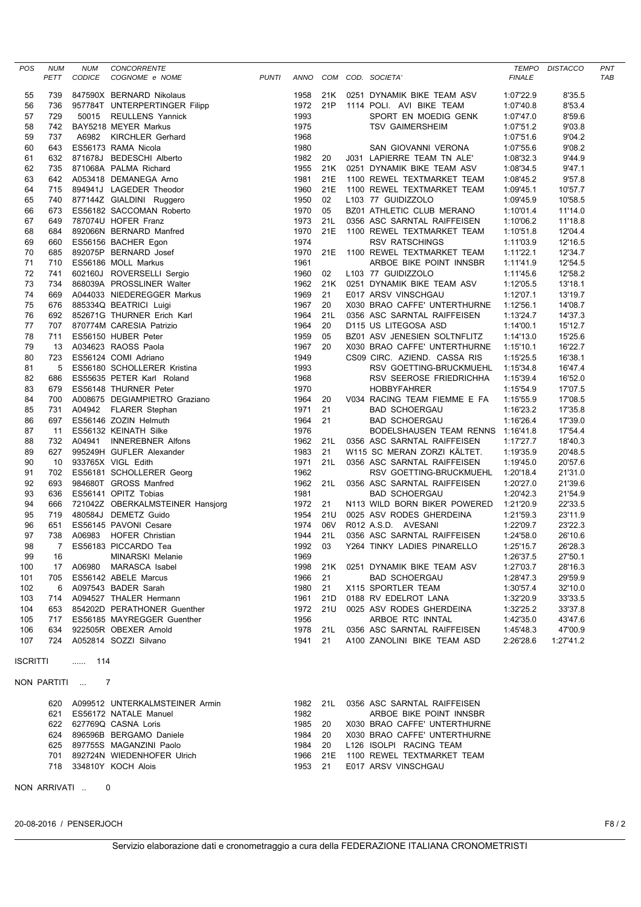| POS | NUM PETT | NUM CODICE | CONCORRENTE COGNOME e NOME | PUNTI | ANNO | COM | COD. | SOCIETA' | TEMPO FINALE | DISTACCO | PNT TAB |
|---|---|---|---|---|---|---|---|---|---|---|---|
| 55 | 739 | 847590X | BERNARD Nikolaus | | 1958 | 21K | 0251 | DYNAMIK BIKE TEAM ASV | 1:07'22.9 | 8'35.5 | |
| 56 | 736 | 957784T | UNTERPERTINGER Filipp | | 1972 | 21P | 1114 | POLI. AVI BIKE TEAM | 1:07'40.8 | 8'53.4 | |
| 57 | 729 | 50015 | REULLENS Yannick | | 1993 | | | SPORT EN MOEDIG GENK | 1:07'47.0 | 8'59.6 | |
| 58 | 742 | BAY5218 | MEYER Markus | | 1975 | | | TSV GAIMERSHEIM | 1:07'51.2 | 9'03.8 | |
| 59 | 737 | A6982 | KIRCHLER Gerhard | | 1968 | | | | 1:07'51.6 | 9'04.2 | |
| 60 | 643 | ES56173 | RAMA Nicola | | 1980 | | | SAN GIOVANNI VERONA | 1:07'55.6 | 9'08.2 | |
| 61 | 632 | 871678J | BEDESCHI Alberto | | 1982 | 20 | J031 | LAPIERRE TEAM TN ALE' | 1:08'32.3 | 9'44.9 | |
| 62 | 735 | 871068A | PALMA Richard | | 1955 | 21K | 0251 | DYNAMIK BIKE TEAM ASV | 1:08'34.5 | 9'47.1 | |
| 63 | 642 | A053418 | DEMANEGA Arno | | 1981 | 21E | 1100 | REWEL TEXTMARKET TEAM | 1:08'45.2 | 9'57.8 | |
| 64 | 715 | 894941J | LAGEDER Theodor | | 1960 | 21E | 1100 | REWEL TEXTMARKET TEAM | 1:09'45.1 | 10'57.7 | |
| 65 | 740 | 877144Z | GIALDINI Ruggero | | 1950 | 02 | L103 | 77 GUIDIZZOLO | 1:09'45.9 | 10'58.5 | |
| 66 | 673 | ES56182 | SACCOMAN Roberto | | 1970 | 05 | BZ01 | ATHLETIC CLUB MERANO | 1:10'01.4 | 11'14.0 | |
| 67 | 649 | 787074U | HOFER Franz | | 1973 | 21L | 0356 | ASC SARNTAL RAIFFEISEN | 1:10'06.2 | 11'18.8 | |
| 68 | 684 | 892066N | BERNARD Manfred | | 1970 | 21E | 1100 | REWEL TEXTMARKET TEAM | 1:10'51.8 | 12'04.4 | |
| 69 | 660 | ES56156 | BACHER Egon | | 1974 | | | RSV RATSCHINGS | 1:11'03.9 | 12'16.5 | |
| 70 | 685 | 892075P | BERNARD Josef | | 1970 | 21E | 1100 | REWEL TEXTMARKET TEAM | 1:11'22.1 | 12'34.7 | |
| 71 | 710 | ES56186 | MOLL Markus | | 1961 | | | ARBOE BIKE POINT INNSBR | 1:11'41.9 | 12'54.5 | |
| 72 | 741 | 602160J | ROVERSELLI Sergio | | 1960 | 02 | L103 | 77 GUIDIZZOLO | 1:11'45.6 | 12'58.2 | |
| 73 | 734 | 868039A | PROSSLINER Walter | | 1962 | 21K | 0251 | DYNAMIK BIKE TEAM ASV | 1:12'05.5 | 13'18.1 | |
| 74 | 669 | A044033 | NIEDEREGGER Markus | | 1969 | 21 | E017 | ARSV VINSCHGAU | 1:12'07.1 | 13'19.7 | |
| 75 | 676 | 885334Q | BEATRICI Luigi | | 1967 | 20 | X030 | BRAO CAFFE' UNTERTHURNE | 1:12'56.1 | 14'08.7 | |
| 76 | 692 | 852671G | THURNER Erich Karl | | 1964 | 21L | 0356 | ASC SARNTAL RAIFFEISEN | 1:13'24.7 | 14'37.3 | |
| 77 | 707 | 870774M | CARESIA Patrizio | | 1964 | 20 | D115 | US LITEGOSA ASD | 1:14'00.1 | 15'12.7 | |
| 78 | 711 | ES56150 | HUBER Peter | | 1959 | 05 | BZ01 | ASV JENESIEN SOLTNFLITZ | 1:14'13.0 | 15'25.6 | |
| 79 | 13 | A034623 | RAOSS Paola | | 1967 | 20 | X030 | BRAO CAFFE' UNTERTHURNE | 1:15'10.1 | 16'22.7 | |
| 80 | 723 | ES56124 | COMI Adriano | | 1949 | | CS09 | CIRC. AZIEND. CASSA RIS | 1:15'25.5 | 16'38.1 | |
| 81 | 5 | ES56180 | SCHOLLERER Kristina | | 1993 | | | RSV GOETTING-BRUCKMUEHL | 1:15'34.8 | 16'47.4 | |
| 82 | 686 | ES55635 | PETER Karl Roland | | 1968 | | | RSV SEEROSE FRIEDRICHHA | 1:15'39.4 | 16'52.0 | |
| 83 | 679 | ES56148 | THURNER Peter | | 1970 | | | HOBBYFAHRER | 1:15'54.9 | 17'07.5 | |
| 84 | 700 | A008675 | DEGIAMPIETRO Graziano | | 1964 | 20 | V034 | RACING TEAM FIEMME E FA | 1:15'55.9 | 17'08.5 | |
| 85 | 731 | A04942 | FLARER Stephan | | 1971 | 21 | | BAD SCHOERGAU | 1:16'23.2 | 17'35.8 | |
| 86 | 697 | ES56146 | ZOZIN Helmuth | | 1964 | 21 | | BAD SCHOERGAU | 1:16'26.4 | 17'39.0 | |
| 87 | 11 | ES56132 | KEINATH Silke | | 1976 | | | BODELSHAUSEN TEAM RENNS | 1:16'41.8 | 17'54.4 | |
| 88 | 732 | A04941 | INNEREBNER Alfons | | 1962 | 21L | 0356 | ASC SARNTAL RAIFFEISEN | 1:17'27.7 | 18'40.3 | |
| 89 | 627 | 995249H | GUFLER Alexander | | 1983 | 21 | W115 | SC MERAN ZORZI KÄLTET. | 1:19'35.9 | 20'48.5 | |
| 90 | 10 | 933765X | VIGL Edith | | 1971 | 21L | 0356 | ASC SARNTAL RAIFFEISEN | 1:19'45.0 | 20'57.6 | |
| 91 | 702 | ES56181 | SCHOLLERER Georg | | 1962 | | | RSV GOETTING-BRUCKMUEHL | 1:20'18.4 | 21'31.0 | |
| 92 | 693 | 984680T | GROSS Manfred | | 1962 | 21L | 0356 | ASC SARNTAL RAIFFEISEN | 1:20'27.0 | 21'39.6 | |
| 93 | 636 | ES56141 | OPITZ Tobias | | 1981 | | | BAD SCHOERGAU | 1:20'42.3 | 21'54.9 | |
| 94 | 666 | 721042Z | OBERKALMSTEINER Hansjorg | | 1972 | 21 | N113 | WILD BORN BIKER POWERED | 1:21'20.9 | 22'33.5 | |
| 95 | 719 | 480584J | DEMETZ Guido | | 1954 | 21U | 0025 | ASV RODES GHERDEINA | 1:21'59.3 | 23'11.9 | |
| 96 | 651 | ES56145 | PAVONI Cesare | | 1974 | 06V | R012 | A.S.D. AVESANI | 1:22'09.7 | 23'22.3 | |
| 97 | 738 | A06983 | HOFER Christian | | 1944 | 21L | 0356 | ASC SARNTAL RAIFFEISEN | 1:24'58.0 | 26'10.6 | |
| 98 | 7 | ES56183 | PICCARDO Tea | | 1992 | 03 | Y264 | TINKY LADIES PINARELLO | 1:25'15.7 | 26'28.3 | |
| 99 | 16 | | MINARSKI Melanie | | 1969 | | | | 1:26'37.5 | 27'50.1 | |
| 100 | 17 | A06980 | MARASCA Isabel | | 1998 | 21K | 0251 | DYNAMIK BIKE TEAM ASV | 1:27'03.7 | 28'16.3 | |
| 101 | 705 | ES56142 | ABELE Marcus | | 1966 | 21 | | BAD SCHOERGAU | 1:28'47.3 | 29'59.9 | |
| 102 | 6 | A097543 | BADER Sarah | | 1980 | 21 | X115 | SPORTLER TEAM | 1:30'57.4 | 32'10.0 | |
| 103 | 714 | A094527 | THALER Hermann | | 1961 | 21D | 0188 | RV EDELROT LANA | 1:32'20.9 | 33'33.5 | |
| 104 | 653 | 854202D | PERATHONER Guenther | | 1972 | 21U | 0025 | ASV RODES GHERDEINA | 1:32'25.2 | 33'37.8 | |
| 105 | 717 | ES56185 | MAYREGGER Guenther | | 1956 | | | ARBOE RTC INNTAL | 1:42'35.0 | 43'47.6 | |
| 106 | 634 | 922505R | OBEXER Arnold | | 1978 | 21L | 0356 | ASC SARNTAL RAIFFEISEN | 1:45'48.3 | 47'00.9 | |
| 107 | 724 | A052814 | SOZZI Silvano | | 1941 | 21 | A100 | ZANOLINI BIKE TEAM ASD | 2:26'28.6 | 1:27'41.2 | |

ISCRITTI ...... 114

NON PARTITI ... 7

| NUM PETT | NUM CODICE | COGNOME e NOME | ANNO | COM | COD. | SOCIETA' |
|---|---|---|---|---|---|---|
| 620 | A099512 | UNTERKALMSTEINER Armin | 1982 | 21L | 0356 | ASC SARNTAL RAIFFEISEN |
| 621 | ES56172 | NATALE Manuel | 1982 | | | ARBOE BIKE POINT INNSBR |
| 622 | 627769Q | CASNA Loris | 1985 | 20 | X030 | BRAO CAFFE' UNTERTHURNE |
| 624 | 896596B | BERGAMO Daniele | 1984 | 20 | X030 | BRAO CAFFE' UNTERTHURNE |
| 625 | 897755S | MAGANZINI Paolo | 1984 | 20 | L126 | ISOLPI RACING TEAM |
| 701 | 892724N | WIEDENHOFER Ulrich | 1966 | 21E | 1100 | REWEL TEXTMARKET TEAM |
| 718 | 334810Y | KOCH Alois | 1953 | 21 | E017 | ARSV VINSCHGAU |

NON ARRIVATI .. 0

20-08-2016 / PENSERJOCH

Servizio elaborazione dati e cronometraggio a cura della FEDERAZIONE ITALIANA CRONOMETRISTI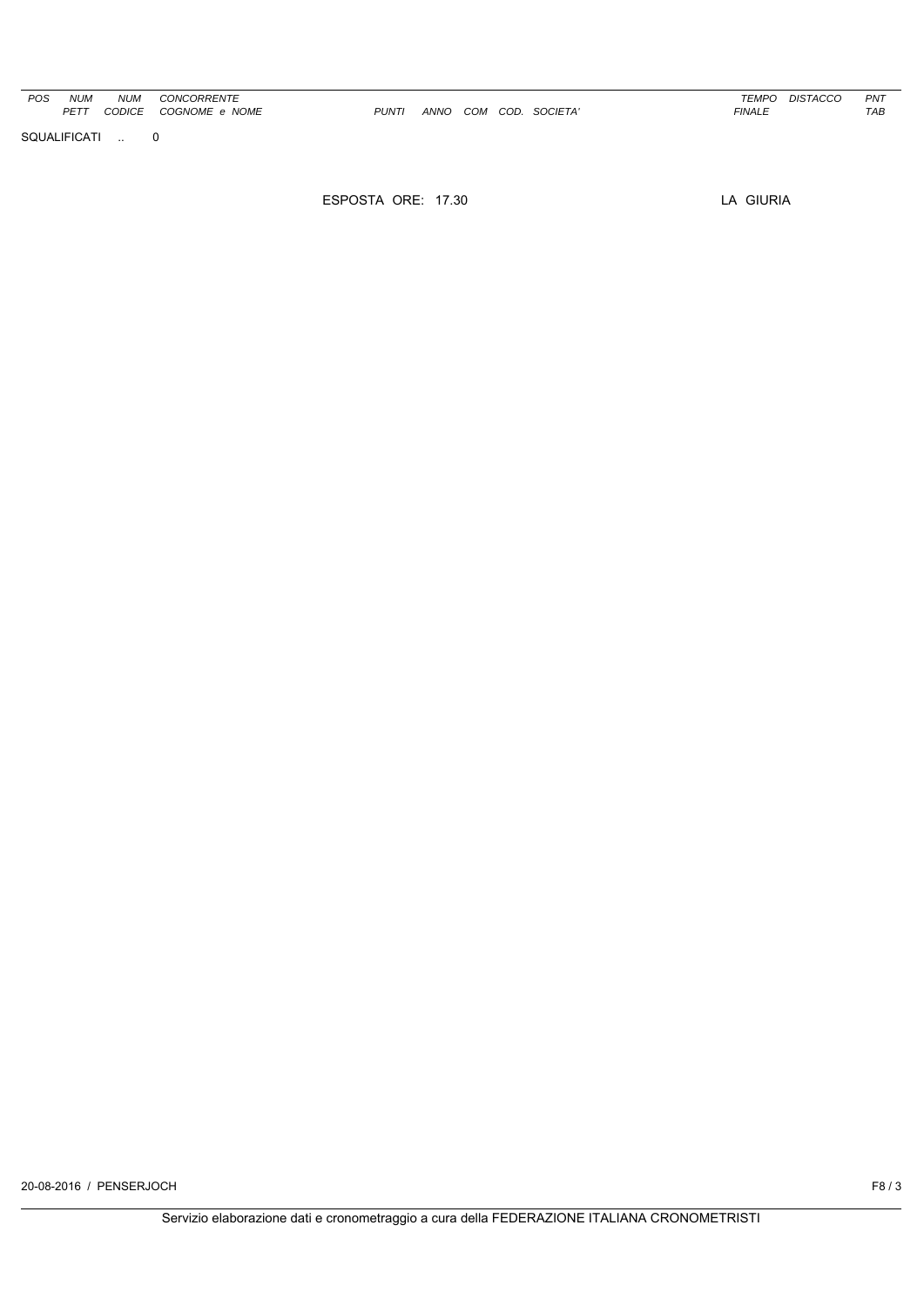| POS | NUM PETT | NUM CODICE | CONCORRENTE COGNOME e NOME | PUNTI | ANNO | COM | COD. SOCIETA' | TEMPO FINALE | DISTACCO | PNT TAB |
|---|---|---|---|---|---|---|---|---|---|---|

SQUALIFICATI .. 0

ESPOSTA ORE: 17.30

LA GIURIA

20-08-2016 / PENSERJOCH

Servizio elaborazione dati e cronometraggio a cura della FEDERAZIONE ITALIANA CRONOMETRISTI